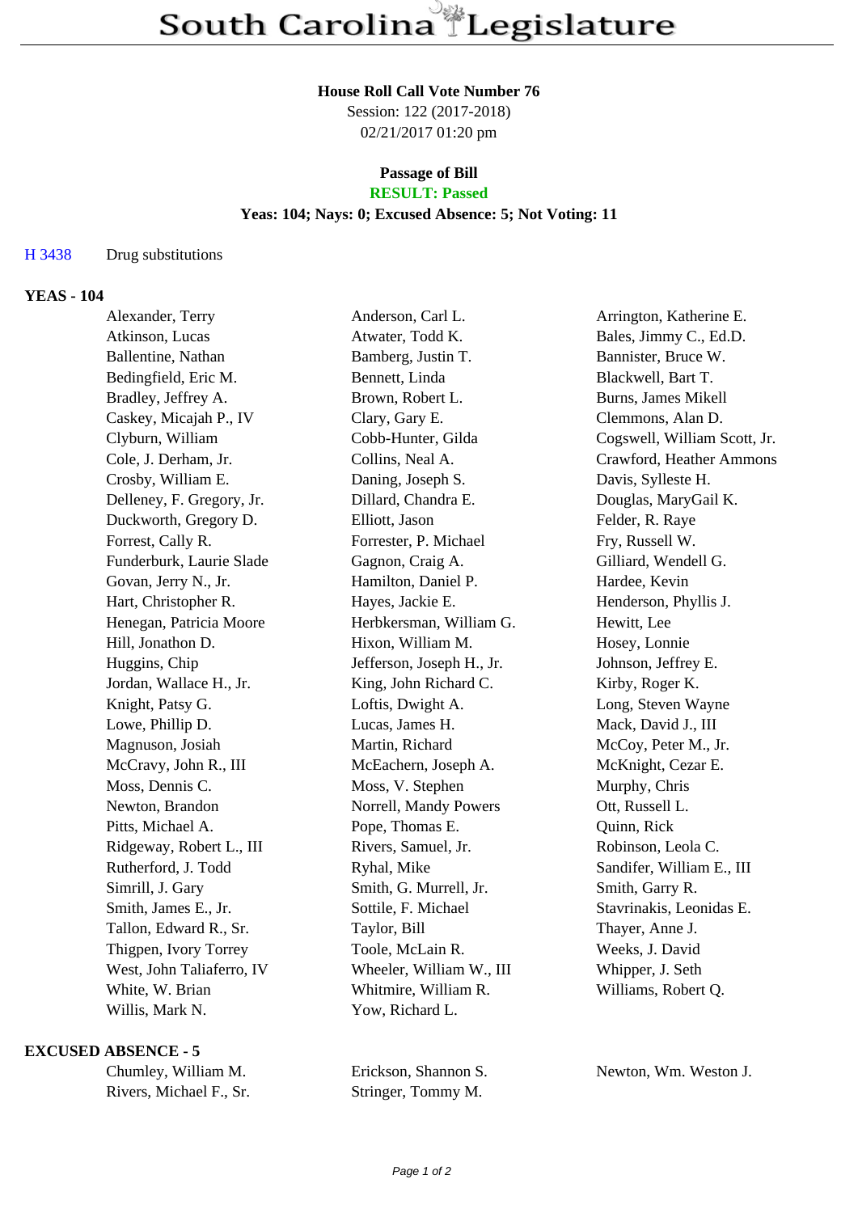# South Carolina Legislature

**House Roll Call Vote Number 76**
Session: 122 (2017-2018)
02/21/2017 01:20 pm

**Passage of Bill**
**RESULT: Passed**
**Yeas: 104; Nays: 0; Excused Absence: 5; Not Voting: 11**

H 3438 Drug substitutions

**YEAS - 104**

| | | |
|---|---|---|
| Alexander, Terry | Anderson, Carl L. | Arrington, Katherine E. |
| Atkinson, Lucas | Atwater, Todd K. | Bales, Jimmy C., Ed.D. |
| Ballentine, Nathan | Bamberg, Justin T. | Bannister, Bruce W. |
| Bedingfield, Eric M. | Bennett, Linda | Blackwell, Bart T. |
| Bradley, Jeffrey A. | Brown, Robert L. | Burns, James Mikell |
| Caskey, Micajah P., IV | Clary, Gary E. | Clemmons, Alan D. |
| Clyburn, William | Cobb-Hunter, Gilda | Cogswell, William Scott, Jr. |
| Cole, J. Derham, Jr. | Collins, Neal A. | Crawford, Heather Ammons |
| Crosby, William E. | Daning, Joseph S. | Davis, Sylleste H. |
| Delleney, F. Gregory, Jr. | Dillard, Chandra E. | Douglas, MaryGail K. |
| Duckworth, Gregory D. | Elliott, Jason | Felder, R. Raye |
| Forrest, Cally R. | Forrester, P. Michael | Fry, Russell W. |
| Funderburk, Laurie Slade | Gagnon, Craig A. | Gilliard, Wendell G. |
| Govan, Jerry N., Jr. | Hamilton, Daniel P. | Hardee, Kevin |
| Hart, Christopher R. | Hayes, Jackie E. | Henderson, Phyllis J. |
| Henegan, Patricia Moore | Herbkersman, William G. | Hewitt, Lee |
| Hill, Jonathon D. | Hixon, William M. | Hosey, Lonnie |
| Huggins, Chip | Jefferson, Joseph H., Jr. | Johnson, Jeffrey E. |
| Jordan, Wallace H., Jr. | King, John Richard C. | Kirby, Roger K. |
| Knight, Patsy G. | Loftis, Dwight A. | Long, Steven Wayne |
| Lowe, Phillip D. | Lucas, James H. | Mack, David J., III |
| Magnuson, Josiah | Martin, Richard | McCoy, Peter M., Jr. |
| McCravy, John R., III | McEachern, Joseph A. | McKnight, Cezar E. |
| Moss, Dennis C. | Moss, V. Stephen | Murphy, Chris |
| Newton, Brandon | Norrell, Mandy Powers | Ott, Russell L. |
| Pitts, Michael A. | Pope, Thomas E. | Quinn, Rick |
| Ridgeway, Robert L., III | Rivers, Samuel, Jr. | Robinson, Leola C. |
| Rutherford, J. Todd | Ryhal, Mike | Sandifer, William E., III |
| Simrill, J. Gary | Smith, G. Murrell, Jr. | Smith, Garry R. |
| Smith, James E., Jr. | Sottile, F. Michael | Stavrinakis, Leonidas E. |
| Tallon, Edward R., Sr. | Taylor, Bill | Thayer, Anne J. |
| Thigpen, Ivory Torrey | Toole, McLain R. | Weeks, J. David |
| West, John Taliaferro, IV | Wheeler, William W., III | Whipper, J. Seth |
| White, W. Brian | Whitmire, William R. | Williams, Robert Q. |
| Willis, Mark N. | Yow, Richard L. | |

**EXCUSED ABSENCE - 5**

| | | |
|---|---|---|
| Chumley, William M. | Erickson, Shannon S. | Newton, Wm. Weston J. |
| Rivers, Michael F., Sr. | Stringer, Tommy M. | |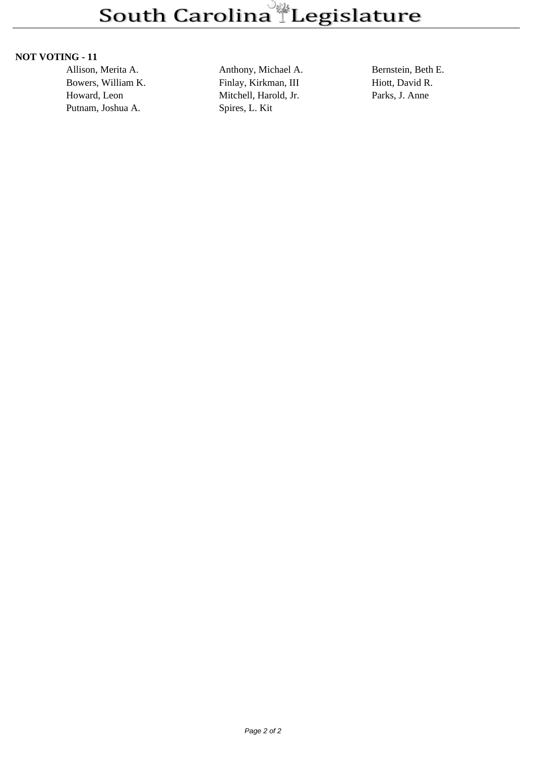**NOT VOTING - 11**

| | | |
|---|---|---|
| Allison, Merita A. | Anthony, Michael A. | Bernstein, Beth E. |
| Bowers, William K. | Finlay, Kirkman, III | Hiott, David R. |
| Howard, Leon | Mitchell, Harold, Jr. | Parks, J. Anne |
| Putnam, Joshua A. | Spires, L. Kit | |